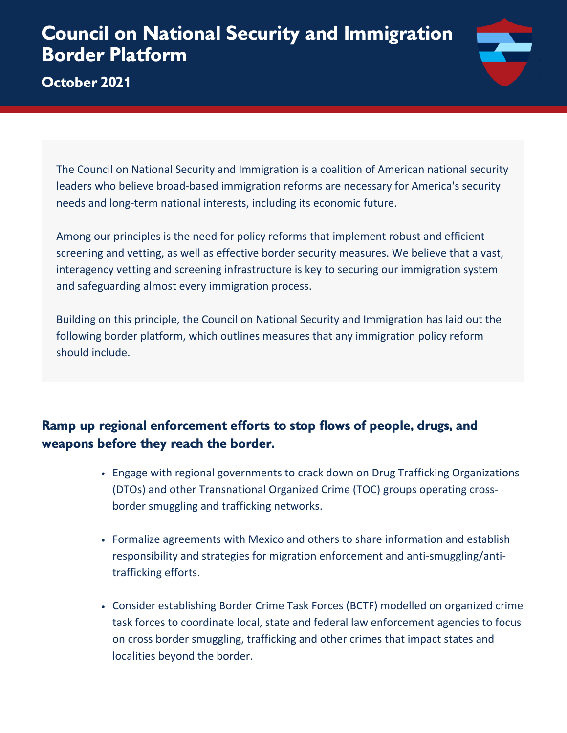# Council on National Security and Immigration Border Platform

## October 2021

The Council on National Security and Immigration is a coalition of American national security leaders who believe broad-based immigration reforms are necessary for America's security needs and long-term national interests, including its economic future.

Among our principles is the need for policy reforms that implement robust and efficient screening and vetting, as well as effective border security measures. We believe that a vast, interagency vetting and screening infrastructure is key to securing our immigration system and safeguarding almost every immigration process.

Building on this principle, the Council on National Security and Immigration has laid out the following border platform, which outlines measures that any immigration policy reform should include.

### Ramp up regional enforcement efforts to stop flows of people, drugs, and weapons before they reach the border.

- Engage with regional governments to crack down on Drug Trafficking Organizations (DTOs) and other Transnational Organized Crime (TOC) groups operating cross-border smuggling and trafficking networks.
- Formalize agreements with Mexico and others to share information and establish responsibility and strategies for migration enforcement and anti-smuggling/anti-trafficking efforts.
- Consider establishing Border Crime Task Forces (BCTF) modelled on organized crime task forces to coordinate local, state and federal law enforcement agencies to focus on cross border smuggling, trafficking and other crimes that impact states and localities beyond the border.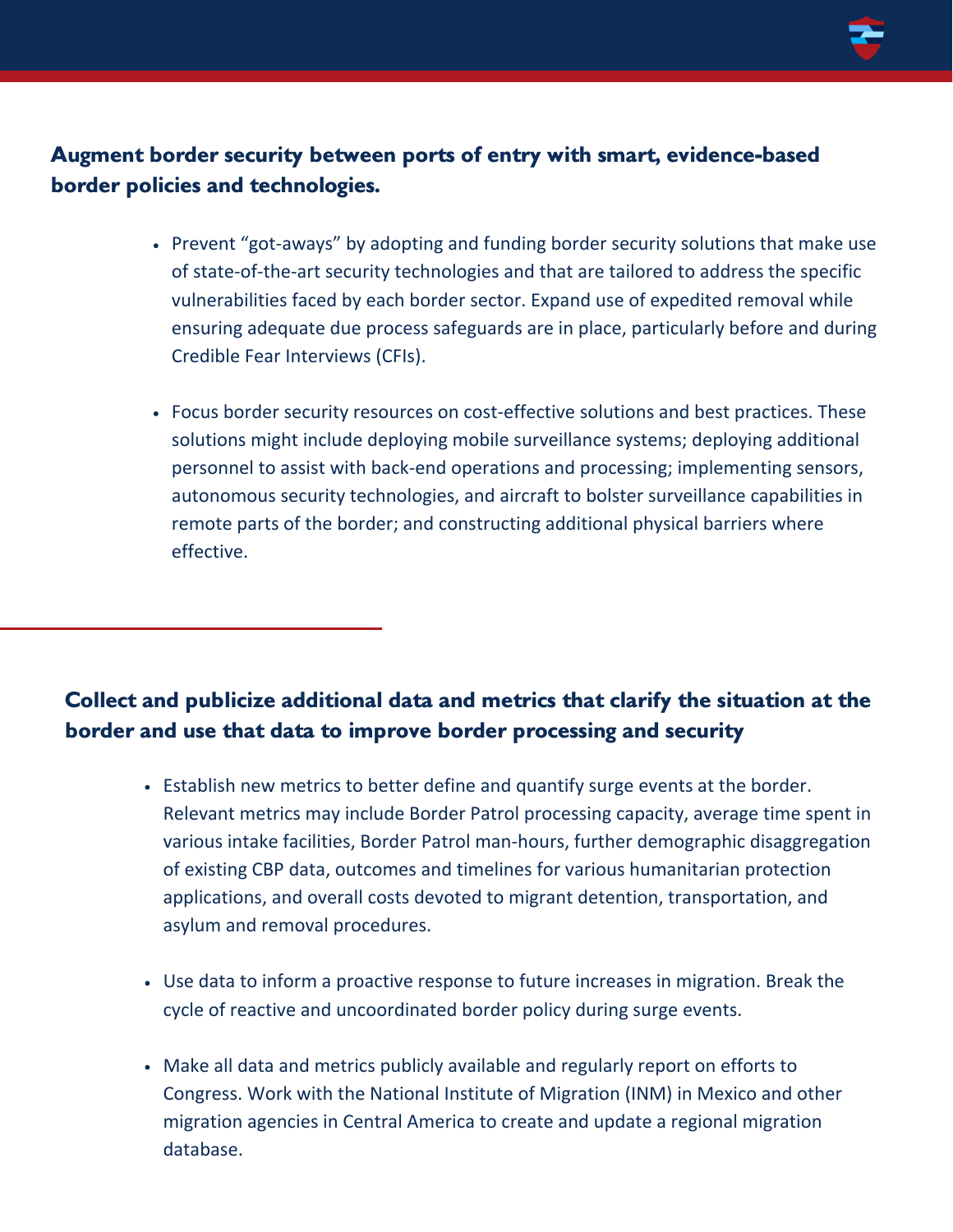## Augment border security between ports of entry with smart, evidence-based border policies and technologies.

- Prevent "got-aways" by adopting and funding border security solutions that make use of state-of-the-art security technologies and that are tailored to address the specific vulnerabilities faced by each border sector. Expand use of expedited removal while ensuring adequate due process safeguards are in place, particularly before and during Credible Fear Interviews (CFIs).
- Focus border security resources on cost-effective solutions and best practices. These solutions might include deploying mobile surveillance systems; deploying additional personnel to assist with back-end operations and processing; implementing sensors, autonomous security technologies, and aircraft to bolster surveillance capabilities in remote parts of the border; and constructing additional physical barriers where effective.

## Collect and publicize additional data and metrics that clarify the situation at the border and use that data to improve border processing and security

- Establish new metrics to better define and quantify surge events at the border. Relevant metrics may include Border Patrol processing capacity, average time spent in various intake facilities, Border Patrol man-hours, further demographic disaggregation of existing CBP data, outcomes and timelines for various humanitarian protection applications, and overall costs devoted to migrant detention, transportation, and asylum and removal procedures.
- Use data to inform a proactive response to future increases in migration. Break the cycle of reactive and uncoordinated border policy during surge events.
- Make all data and metrics publicly available and regularly report on efforts to Congress. Work with the National Institute of Migration (INM) in Mexico and other migration agencies in Central America to create and update a regional migration database.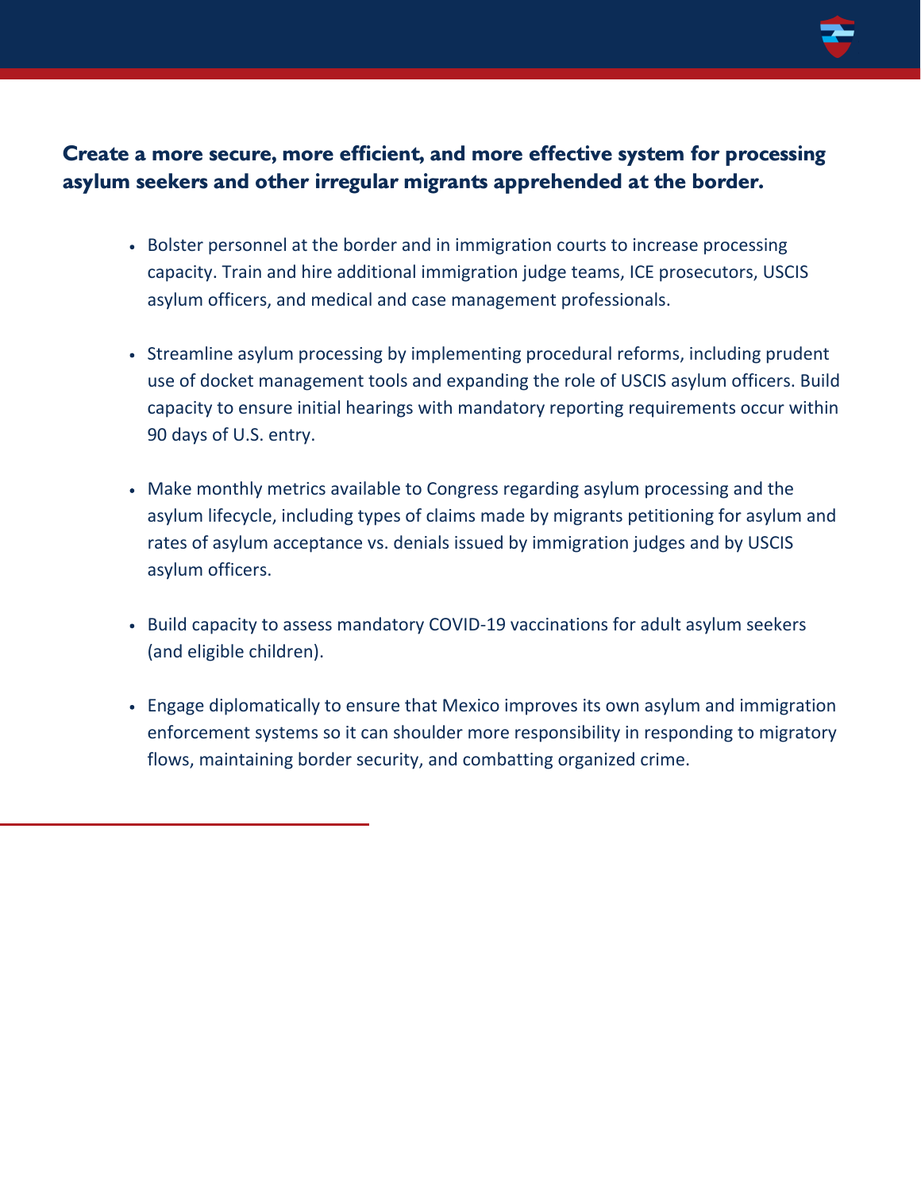### Create a more secure, more efficient, and more effective system for processing asylum seekers and other irregular migrants apprehended at the border.

- Bolster personnel at the border and in immigration courts to increase processing capacity. Train and hire additional immigration judge teams, ICE prosecutors, USCIS asylum officers, and medical and case management professionals.
- Streamline asylum processing by implementing procedural reforms, including prudent use of docket management tools and expanding the role of USCIS asylum officers. Build capacity to ensure initial hearings with mandatory reporting requirements occur within 90 days of U.S. entry.
- Make monthly metrics available to Congress regarding asylum processing and the asylum lifecycle, including types of claims made by migrants petitioning for asylum and rates of asylum acceptance vs. denials issued by immigration judges and by USCIS asylum officers.
- Build capacity to assess mandatory COVID-19 vaccinations for adult asylum seekers (and eligible children).
- Engage diplomatically to ensure that Mexico improves its own asylum and immigration enforcement systems so it can shoulder more responsibility in responding to migratory flows, maintaining border security, and combatting organized crime.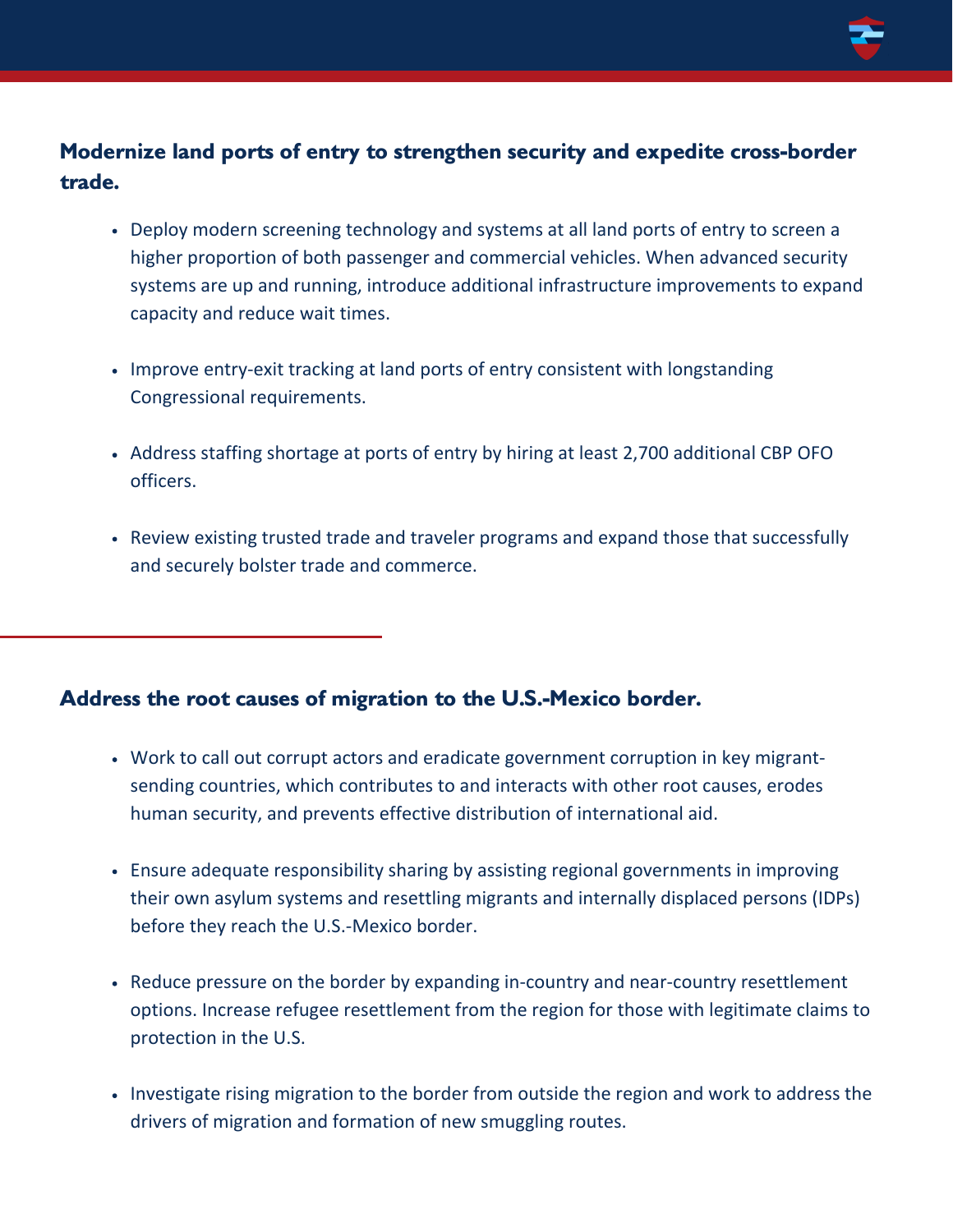## Modernize land ports of entry to strengthen security and expedite cross-border trade.

- Deploy modern screening technology and systems at all land ports of entry to screen a higher proportion of both passenger and commercial vehicles. When advanced security systems are up and running, introduce additional infrastructure improvements to expand capacity and reduce wait times.
- Improve entry-exit tracking at land ports of entry consistent with longstanding Congressional requirements.
- Address staffing shortage at ports of entry by hiring at least 2,700 additional CBP OFO officers.
- Review existing trusted trade and traveler programs and expand those that successfully and securely bolster trade and commerce.

## Address the root causes of migration to the U.S.-Mexico border.

- Work to call out corrupt actors and eradicate government corruption in key migrant-sending countries, which contributes to and interacts with other root causes, erodes human security, and prevents effective distribution of international aid.
- Ensure adequate responsibility sharing by assisting regional governments in improving their own asylum systems and resettling migrants and internally displaced persons (IDPs) before they reach the U.S.-Mexico border.
- Reduce pressure on the border by expanding in-country and near-country resettlement options. Increase refugee resettlement from the region for those with legitimate claims to protection in the U.S.
- Investigate rising migration to the border from outside the region and work to address the drivers of migration and formation of new smuggling routes.